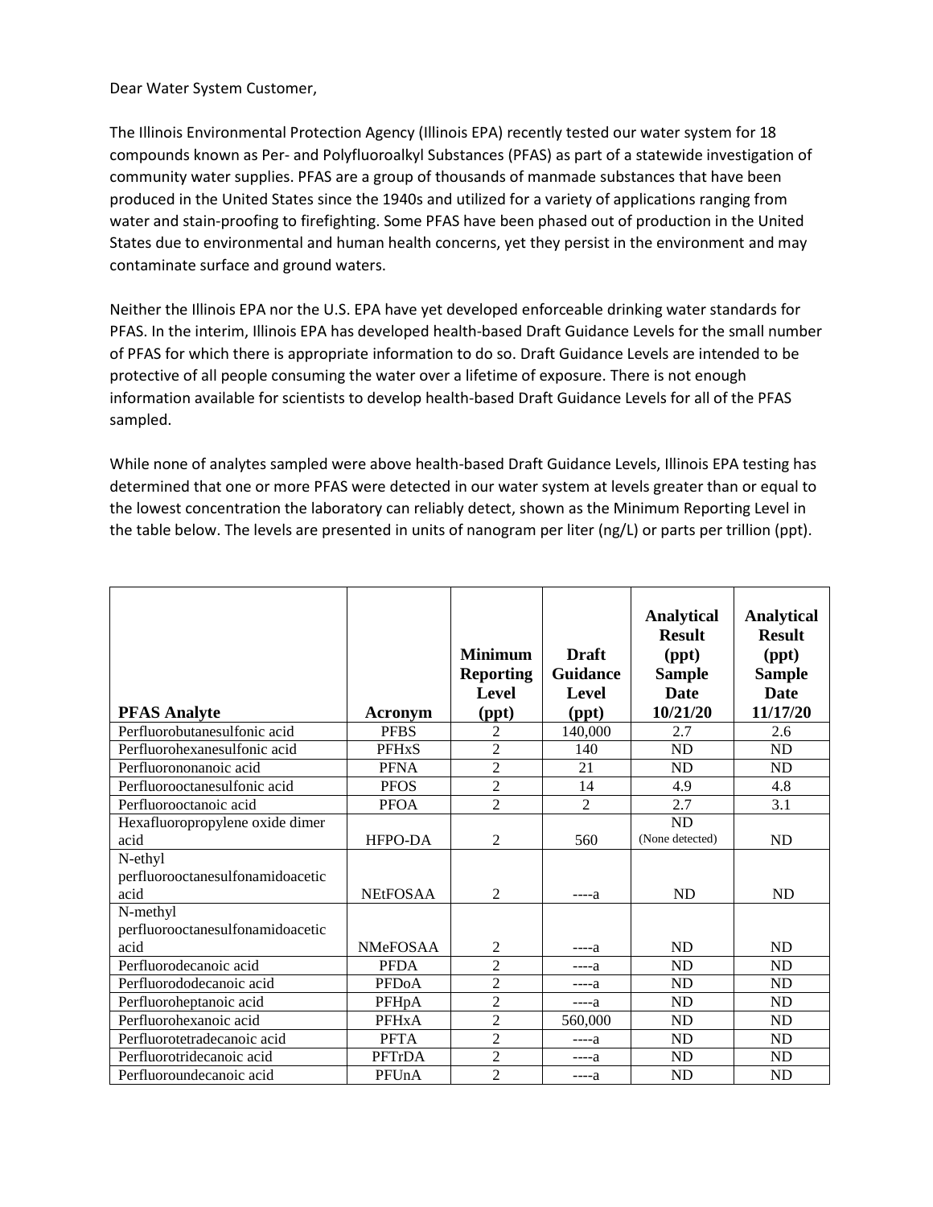Dear Water System Customer,

The Illinois Environmental Protection Agency (Illinois EPA) recently tested our water system for 18 compounds known as Per- and Polyfluoroalkyl Substances (PFAS) as part of a statewide investigation of community water supplies. PFAS are a group of thousands of manmade substances that have been produced in the United States since the 1940s and utilized for a variety of applications ranging from water and stain-proofing to firefighting. Some PFAS have been phased out of production in the United States due to environmental and human health concerns, yet they persist in the environment and may contaminate surface and ground waters.

Neither the Illinois EPA nor the U.S. EPA have yet developed enforceable drinking water standards for PFAS. In the interim, Illinois EPA has developed health-based Draft Guidance Levels for the small number of PFAS for which there is appropriate information to do so. Draft Guidance Levels are intended to be protective of all people consuming the water over a lifetime of exposure. There is not enough information available for scientists to develop health-based Draft Guidance Levels for all of the PFAS sampled.

While none of analytes sampled were above health-based Draft Guidance Levels, Illinois EPA testing has determined that one or more PFAS were detected in our water system at levels greater than or equal to the lowest concentration the laboratory can reliably detect, shown as the Minimum Reporting Level in the table below. The levels are presented in units of nanogram per liter (ng/L) or parts per trillion (ppt).

| PFAS Analyte | Acronym | Minimum Reporting Level (ppt) | Draft Guidance Level (ppt) | Analytical Result (ppt) Sample Date 10/21/20 | Analytical Result (ppt) Sample Date 11/17/20 |
|---|---|---|---|---|---|
| Perfluorobutanesulfonic acid | PFBS | 2 | 140,000 | 2.7 | 2.6 |
| Perfluorohexanesulfonic acid | PFHxS | 2 | 140 | ND | ND |
| Perfluorononanoic acid | PFNA | 2 | 21 | ND | ND |
| Perfluorooctanesulfonic acid | PFOS | 2 | 14 | 4.9 | 4.8 |
| Perfluorooctanoic acid | PFOA | 2 | 2 | 2.7 | 3.1 |
| Hexafluoropropylene oxide dimer acid | HFPO-DA | 2 | 560 | ND (None detected) | ND |
| N-ethyl perfluorooctanesulfonamidoacetic acid | NEtFOSAA | 2 | ----a | ND | ND |
| N-methyl perfluorooctanesulfonamidoacetic acid | NMeFOSAA | 2 | ----a | ND | ND |
| Perfluorodecanoic acid | PFDA | 2 | ----a | ND | ND |
| Perfluorododecanoic acid | PFDoA | 2 | ----a | ND | ND |
| Perfluoroheptanoic acid | PFHpA | 2 | ----a | ND | ND |
| Perfluorohexanoic acid | PFHxA | 2 | 560,000 | ND | ND |
| Perfluorotetradecanoic acid | PFTA | 2 | ----a | ND | ND |
| Perfluorotridecanoic acid | PFTrDA | 2 | ----a | ND | ND |
| Perfluoroundecanoic acid | PFUnA | 2 | ----a | ND | ND |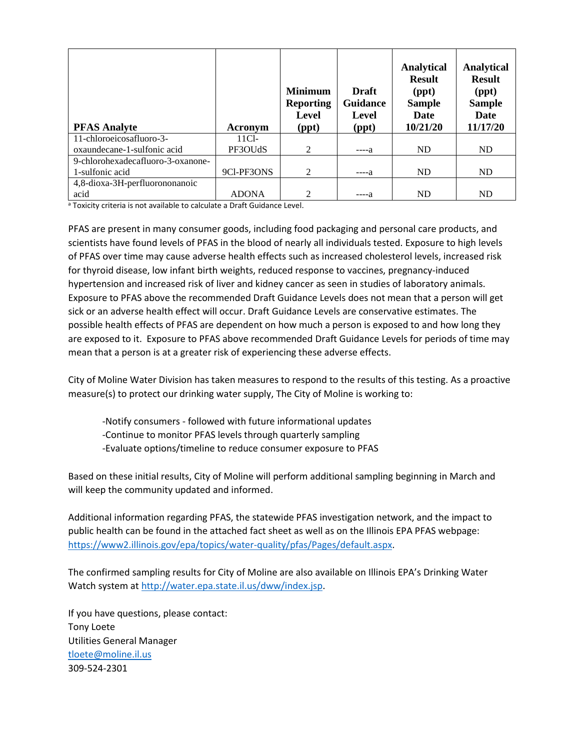| PFAS Analyte | Acronym | Minimum Reporting Level (ppt) | Draft Guidance Level (ppt) | Analytical Result (ppt) Sample Date 10/21/20 | Analytical Result (ppt) Sample Date 11/17/20 |
|---|---|---|---|---|---|
| 11-chloroeicosafluoro-3-oxaundecane-1-sulfonic acid | 11Cl-PF3OUdS | 2 | ----a | ND | ND |
| 9-chlorohexadecafluoro-3-oxanone-1-sulfonic acid | 9Cl-PF3ONS | 2 | ----a | ND | ND |
| 4,8-dioxa-3H-perfluorononanoic acid | ADONA | 2 | ----a | ND | ND |

[a] Toxicity criteria is not available to calculate a Draft Guidance Level.

PFAS are present in many consumer goods, including food packaging and personal care products, and scientists have found levels of PFAS in the blood of nearly all individuals tested. Exposure to high levels of PFAS over time may cause adverse health effects such as increased cholesterol levels, increased risk for thyroid disease, low infant birth weights, reduced response to vaccines, pregnancy-induced hypertension and increased risk of liver and kidney cancer as seen in studies of laboratory animals. Exposure to PFAS above the recommended Draft Guidance Levels does not mean that a person will get sick or an adverse health effect will occur. Draft Guidance Levels are conservative estimates. The possible health effects of PFAS are dependent on how much a person is exposed to and how long they are exposed to it. Exposure to PFAS above recommended Draft Guidance Levels for periods of time may mean that a person is at a greater risk of experiencing these adverse effects.

City of Moline Water Division has taken measures to respond to the results of this testing. As a proactive measure(s) to protect our drinking water supply, The City of Moline is working to:

-Notify consumers - followed with future informational updates
-Continue to monitor PFAS levels through quarterly sampling
-Evaluate options/timeline to reduce consumer exposure to PFAS

Based on these initial results, City of Moline will perform additional sampling beginning in March and will keep the community updated and informed.

Additional information regarding PFAS, the statewide PFAS investigation network, and the impact to public health can be found in the attached fact sheet as well as on the Illinois EPA PFAS webpage: https://www2.illinois.gov/epa/topics/water-quality/pfas/Pages/default.aspx.

The confirmed sampling results for City of Moline are also available on Illinois EPA's Drinking Water Watch system at http://water.epa.state.il.us/dww/index.jsp.

If you have questions, please contact:
Tony Loete
Utilities General Manager
tloete@moline.il.us
309-524-2301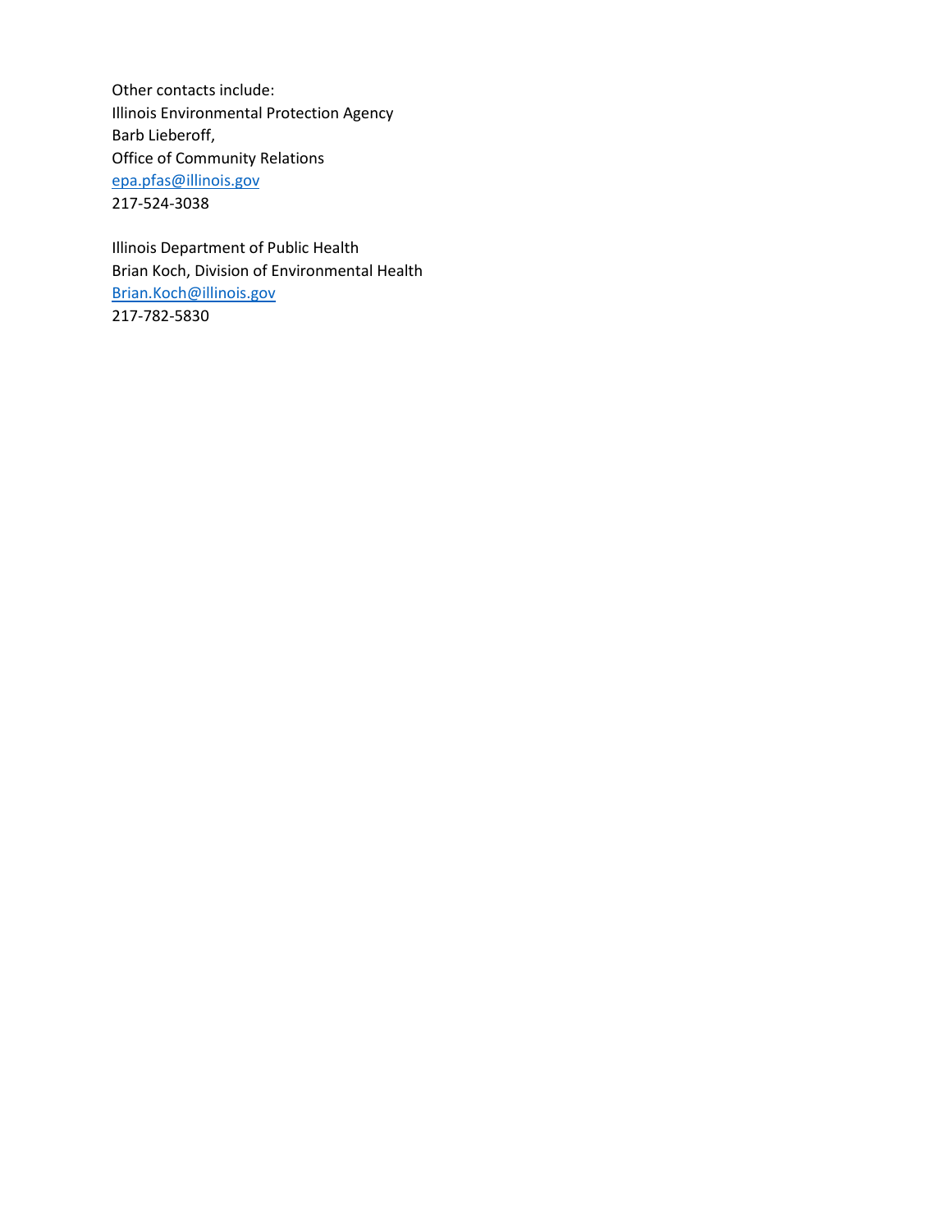Other contacts include:
Illinois Environmental Protection Agency
Barb Lieberoff,
Office of Community Relations
epa.pfas@illinois.gov
217-524-3038

Illinois Department of Public Health
Brian Koch, Division of Environmental Health
Brian.Koch@illinois.gov
217-782-5830